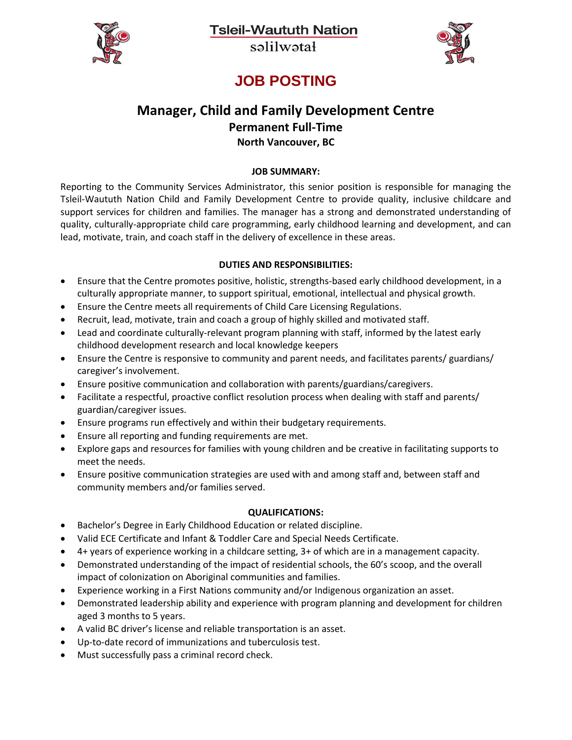Tsleil-Waututh Nation

səlilwətaɬ

# JOB POSTING

## Manager, Child and Family Development Centre

**Permanent Full-Time**

**North Vancouver, BC**

### JOB SUMMARY:

Reporting to the Community Services Administrator, this senior position is responsible for managing the Tsleil-Waututh Nation Child and Family Development Centre to provide quality, inclusive childcare and support services for children and families. The manager has a strong and demonstrated understanding of quality, culturally-appropriate child care programming, early childhood learning and development, and can lead, motivate, train, and coach staff in the delivery of excellence in these areas.

### DUTIES AND RESPONSIBILITIES:

- Ensure that the Centre promotes positive, holistic, strengths-based early childhood development, in a culturally appropriate manner, to support spiritual, emotional, intellectual and physical growth.
- Ensure the Centre meets all requirements of Child Care Licensing Regulations.
- Recruit, lead, motivate, train and coach a group of highly skilled and motivated staff.
- Lead and coordinate culturally-relevant program planning with staff, informed by the latest early childhood development research and local knowledge keepers
- Ensure the Centre is responsive to community and parent needs, and facilitates parents/ guardians/ caregiver's involvement.
- Ensure positive communication and collaboration with parents/guardians/caregivers.
- Facilitate a respectful, proactive conflict resolution process when dealing with staff and parents/ guardian/caregiver issues.
- Ensure programs run effectively and within their budgetary requirements.
- Ensure all reporting and funding requirements are met.
- Explore gaps and resources for families with young children and be creative in facilitating supports to meet the needs.
- Ensure positive communication strategies are used with and among staff and, between staff and community members and/or families served.

### QUALIFICATIONS:

- Bachelor's Degree in Early Childhood Education or related discipline.
- Valid ECE Certificate and Infant & Toddler Care and Special Needs Certificate.
- 4+ years of experience working in a childcare setting, 3+ of which are in a management capacity.
- Demonstrated understanding of the impact of residential schools, the 60's scoop, and the overall impact of colonization on Aboriginal communities and families.
- Experience working in a First Nations community and/or Indigenous organization an asset.
- Demonstrated leadership ability and experience with program planning and development for children aged 3 months to 5 years.
- A valid BC driver's license and reliable transportation is an asset.
- Up-to-date record of immunizations and tuberculosis test.
- Must successfully pass a criminal record check.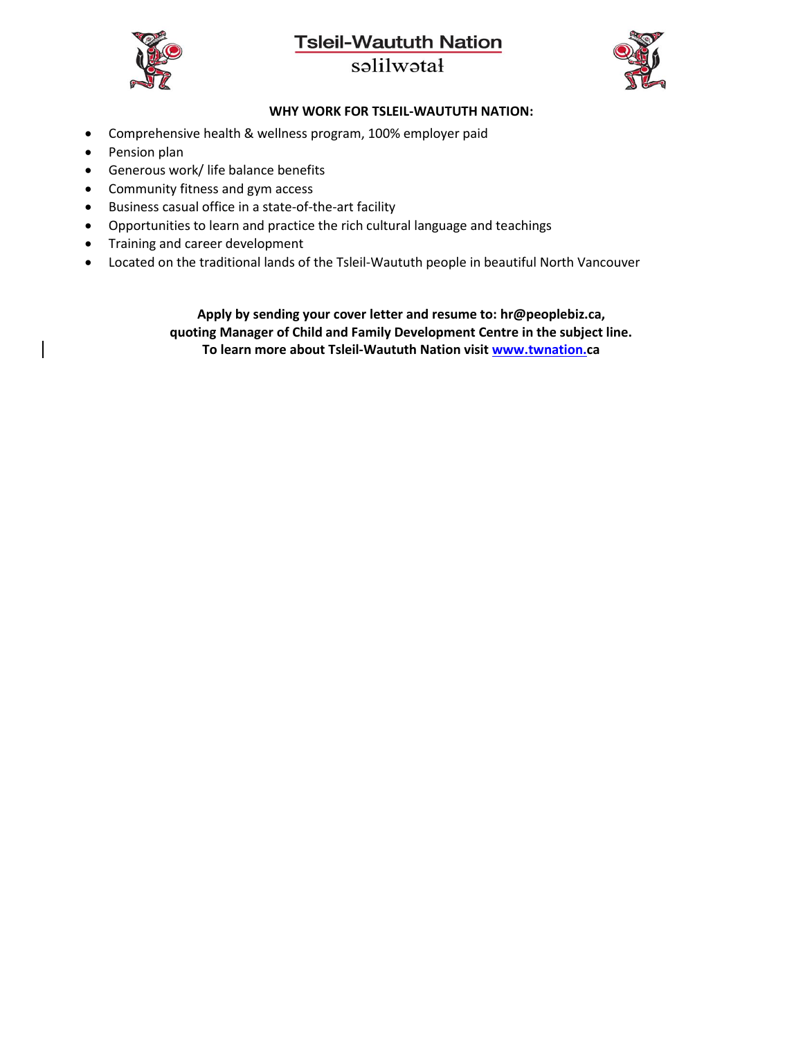# Tsleil-Waututh Nation

səlilwətaɬ

**WHY WORK FOR TSLEIL-WAUTUTH NATION:**

- Comprehensive health & wellness program, 100% employer paid
- Pension plan
- Generous work/ life balance benefits
- Community fitness and gym access
- Business casual office in a state-of-the-art facility
- Opportunities to learn and practice the rich cultural language and teachings
- Training and career development
- Located on the traditional lands of the Tsleil-Waututh people in beautiful North Vancouver

**Apply by sending your cover letter and resume to: hr@peoplebiz.ca, quoting Manager of Child and Family Development Centre in the subject line. To learn more about Tsleil-Waututh Nation visit [www.twnation.](http://www.twnation.ca)ca**